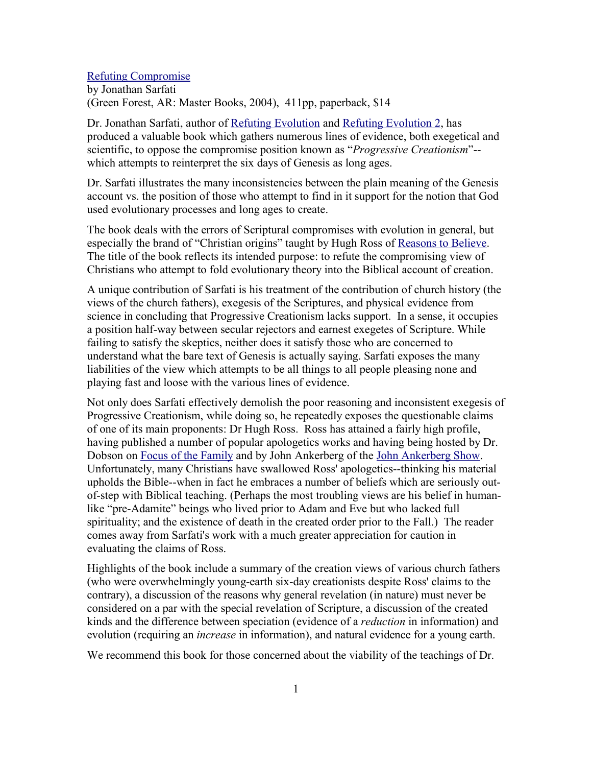[Refuting Compromise](#)
by Jonathan Sarfati
(Green Forest, AR: Master Books, 2004), 411pp, paperback, $14

Dr. Jonathan Sarfati, author of [Refuting Evolution](#) and [Refuting Evolution 2](#), has produced a valuable book which gathers numerous lines of evidence, both exegetical and scientific, to oppose the compromise position known as "*Progressive Creationism*"--which attempts to reinterpret the six days of Genesis as long ages.

Dr. Sarfati illustrates the many inconsistencies between the plain meaning of the Genesis account vs. the position of those who attempt to find in it support for the notion that God used evolutionary processes and long ages to create.

The book deals with the errors of Scriptural compromises with evolution in general, but especially the brand of "Christian origins" taught by Hugh Ross of [Reasons to Believe](#). The title of the book reflects its intended purpose: to refute the compromising view of Christians who attempt to fold evolutionary theory into the Biblical account of creation.

A unique contribution of Sarfati is his treatment of the contribution of church history (the views of the church fathers), exegesis of the Scriptures, and physical evidence from science in concluding that Progressive Creationism lacks support. In a sense, it occupies a position half-way between secular rejectors and earnest exegetes of Scripture. While failing to satisfy the skeptics, neither does it satisfy those who are concerned to understand what the bare text of Genesis is actually saying. Sarfati exposes the many liabilities of the view which attempts to be all things to all people pleasing none and playing fast and loose with the various lines of evidence.

Not only does Sarfati effectively demolish the poor reasoning and inconsistent exegesis of Progressive Creationism, while doing so, he repeatedly exposes the questionable claims of one of its main proponents: Dr Hugh Ross. Ross has attained a fairly high profile, having published a number of popular apologetics works and having being hosted by Dr. Dobson on [Focus of the Family](#) and by John Ankerberg of the [John Ankerberg Show](#). Unfortunately, many Christians have swallowed Ross' apologetics--thinking his material upholds the Bible--when in fact he embraces a number of beliefs which are seriously out-of-step with Biblical teaching. (Perhaps the most troubling views are his belief in human-like "pre-Adamite" beings who lived prior to Adam and Eve but who lacked full spirituality; and the existence of death in the created order prior to the Fall.) The reader comes away from Sarfati's work with a much greater appreciation for caution in evaluating the claims of Ross.

Highlights of the book include a summary of the creation views of various church fathers (who were overwhelmingly young-earth six-day creationists despite Ross' claims to the contrary), a discussion of the reasons why general revelation (in nature) must never be considered on a par with the special revelation of Scripture, a discussion of the created kinds and the difference between speciation (evidence of a *reduction* in information) and evolution (requiring an *increase* in information), and natural evidence for a young earth.

We recommend this book for those concerned about the viability of the teachings of Dr.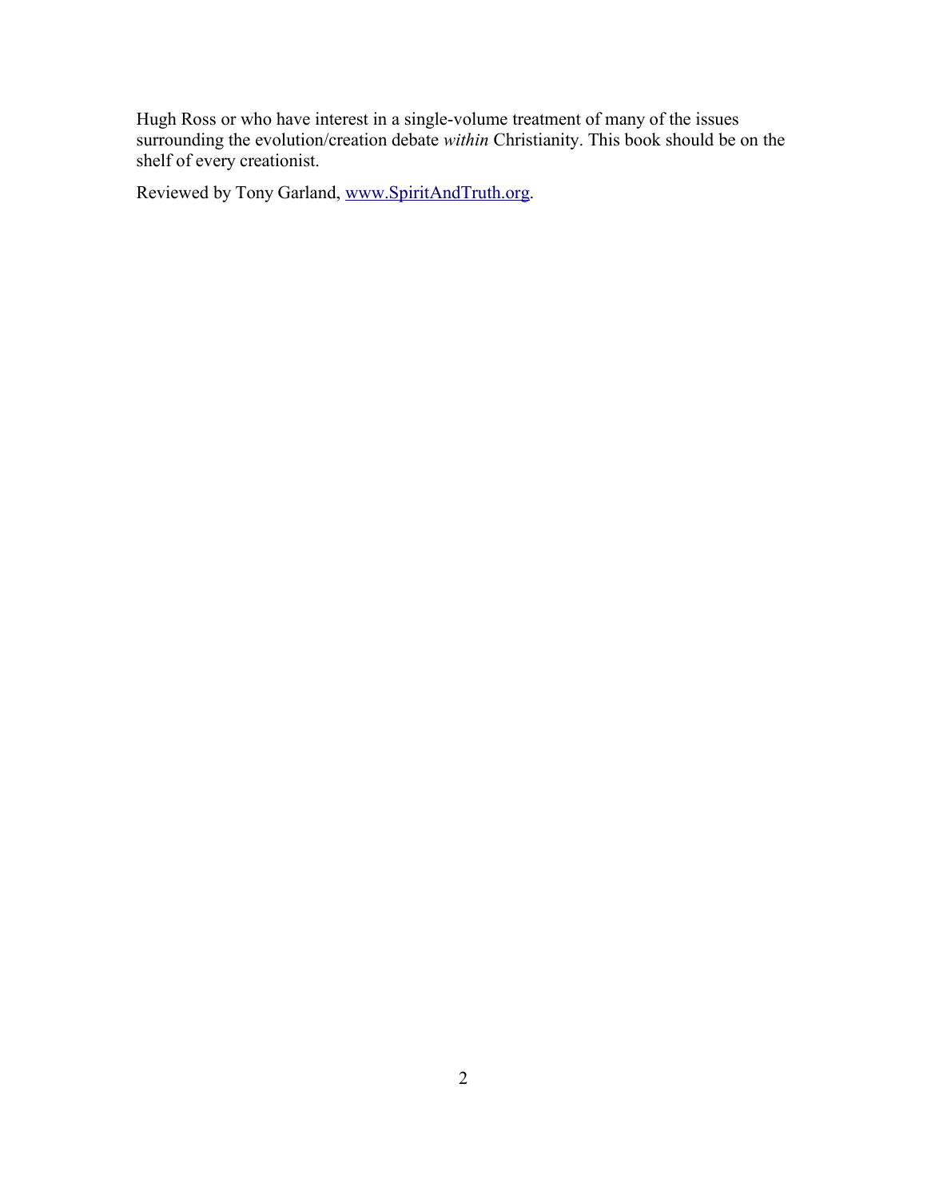Hugh Ross or who have interest in a single-volume treatment of many of the issues surrounding the evolution/creation debate *within* Christianity. This book should be on the shelf of every creationist.

Reviewed by Tony Garland, [www.SpiritAndTruth.org](http://www.SpiritAndTruth.org).